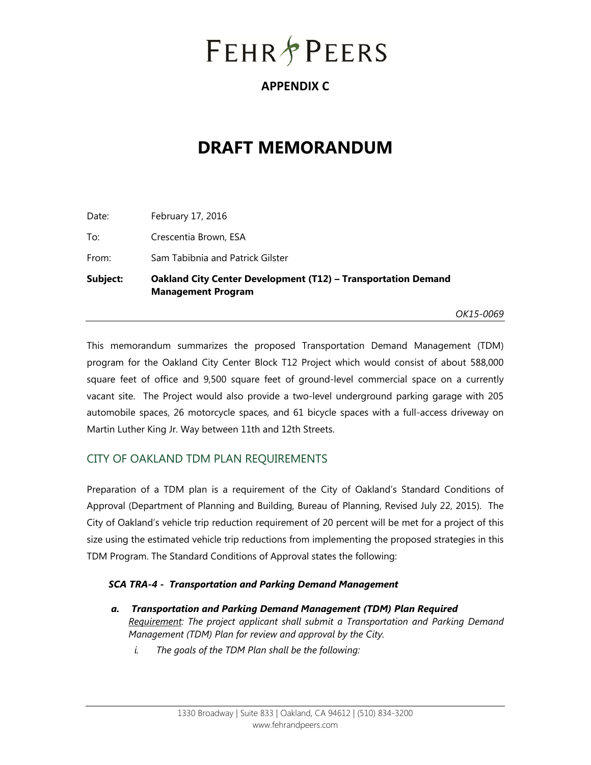# FEHR PEERS

**APPENDIX C**

# DRAFT MEMORANDUM

Date: February 17, 2016

To: Crescentia Brown, ESA

From: Sam Tabibnia and Patrick Gilster

**Subject: Oakland City Center Development (T12) – Transportation Demand Management Program**

*OK15-0069*

---

This memorandum summarizes the proposed Transportation Demand Management (TDM) program for the Oakland City Center Block T12 Project which would consist of about 588,000 square feet of office and 9,500 square feet of ground-level commercial space on a currently vacant site. The Project would also provide a two-level underground parking garage with 205 automobile spaces, 26 motorcycle spaces, and 61 bicycle spaces with a full-access driveway on Martin Luther King Jr. Way between 11th and 12th Streets.

## CITY OF OAKLAND TDM PLAN REQUIREMENTS

Preparation of a TDM plan is a requirement of the City of Oakland's Standard Conditions of Approval (Department of Planning and Building, Bureau of Planning, Revised July 22, 2015). The City of Oakland's vehicle trip reduction requirement of 20 percent will be met for a project of this size using the estimated vehicle trip reductions from implementing the proposed strategies in this TDM Program. The Standard Conditions of Approval states the following:

***SCA TRA-4 - Transportation and Parking Demand Management***

***a. Transportation and Parking Demand Management (TDM) Plan Required***
*Requirement: The project applicant shall submit a Transportation and Parking Demand Management (TDM) Plan for review and approval by the City.*

*i. The goals of the TDM Plan shall be the following:*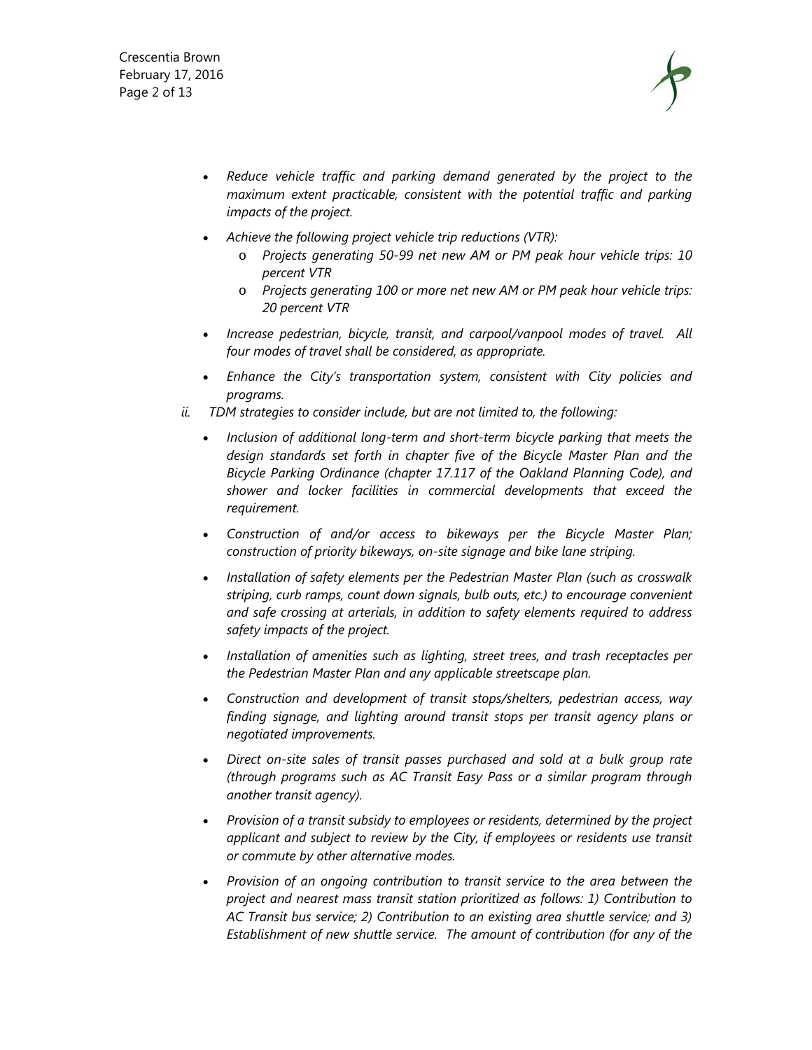- *Reduce vehicle traffic and parking demand generated by the project to the maximum extent practicable, consistent with the potential traffic and parking impacts of the project.*
- *Achieve the following project vehicle trip reductions (VTR):*
    - *Projects generating 50-99 net new AM or PM peak hour vehicle trips: 10 percent VTR*
    - *Projects generating 100 or more net new AM or PM peak hour vehicle trips: 20 percent VTR*
- *Increase pedestrian, bicycle, transit, and carpool/vanpool modes of travel. All four modes of travel shall be considered, as appropriate.*
- *Enhance the City's transportation system, consistent with City policies and programs.*

*ii. TDM strategies to consider include, but are not limited to, the following:*

- *Inclusion of additional long-term and short-term bicycle parking that meets the design standards set forth in chapter five of the Bicycle Master Plan and the Bicycle Parking Ordinance (chapter 17.117 of the Oakland Planning Code), and shower and locker facilities in commercial developments that exceed the requirement.*
- *Construction of and/or access to bikeways per the Bicycle Master Plan; construction of priority bikeways, on-site signage and bike lane striping.*
- *Installation of safety elements per the Pedestrian Master Plan (such as crosswalk striping, curb ramps, count down signals, bulb outs, etc.) to encourage convenient and safe crossing at arterials, in addition to safety elements required to address safety impacts of the project.*
- *Installation of amenities such as lighting, street trees, and trash receptacles per the Pedestrian Master Plan and any applicable streetscape plan.*
- *Construction and development of transit stops/shelters, pedestrian access, way finding signage, and lighting around transit stops per transit agency plans or negotiated improvements.*
- *Direct on-site sales of transit passes purchased and sold at a bulk group rate (through programs such as AC Transit Easy Pass or a similar program through another transit agency).*
- *Provision of a transit subsidy to employees or residents, determined by the project applicant and subject to review by the City, if employees or residents use transit or commute by other alternative modes.*
- *Provision of an ongoing contribution to transit service to the area between the project and nearest mass transit station prioritized as follows: 1) Contribution to AC Transit bus service; 2) Contribution to an existing area shuttle service; and 3) Establishment of new shuttle service. The amount of contribution (for any of the*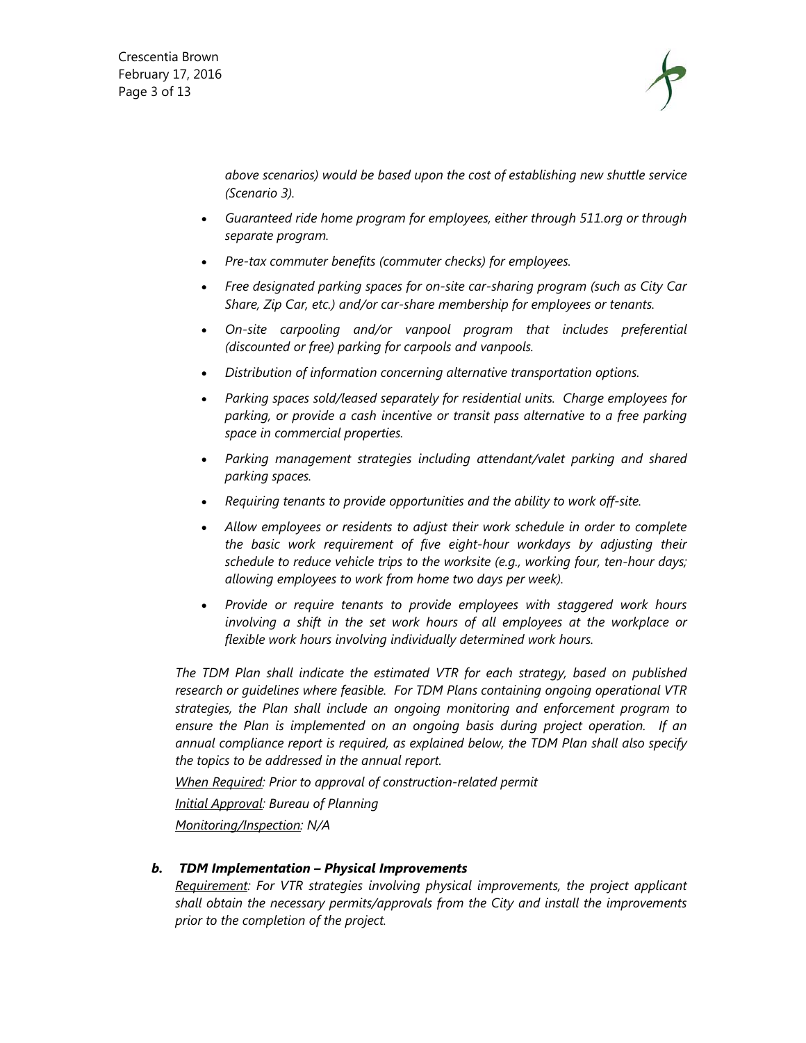*above scenarios) would be based upon the cost of establishing new shuttle service (Scenario 3).*

- *Guaranteed ride home program for employees, either through 511.org or through separate program.*
- *Pre-tax commuter benefits (commuter checks) for employees.*
- *Free designated parking spaces for on-site car-sharing program (such as City Car Share, Zip Car, etc.) and/or car-share membership for employees or tenants.*
- *On-site carpooling and/or vanpool program that includes preferential (discounted or free) parking for carpools and vanpools.*
- *Distribution of information concerning alternative transportation options.*
- *Parking spaces sold/leased separately for residential units. Charge employees for parking, or provide a cash incentive or transit pass alternative to a free parking space in commercial properties.*
- *Parking management strategies including attendant/valet parking and shared parking spaces.*
- *Requiring tenants to provide opportunities and the ability to work off-site.*
- *Allow employees or residents to adjust their work schedule in order to complete the basic work requirement of five eight-hour workdays by adjusting their schedule to reduce vehicle trips to the worksite (e.g., working four, ten-hour days; allowing employees to work from home two days per week).*
- *Provide or require tenants to provide employees with staggered work hours involving a shift in the set work hours of all employees at the workplace or flexible work hours involving individually determined work hours.*

*The TDM Plan shall indicate the estimated VTR for each strategy, based on published research or guidelines where feasible. For TDM Plans containing ongoing operational VTR strategies, the Plan shall include an ongoing monitoring and enforcement program to ensure the Plan is implemented on an ongoing basis during project operation. If an annual compliance report is required, as explained below, the TDM Plan shall also specify the topics to be addressed in the annual report.*

*When Required: Prior to approval of construction-related permit*

*Initial Approval: Bureau of Planning*

*Monitoring/Inspection: N/A*

***b. TDM Implementation – Physical Improvements***

*Requirement: For VTR strategies involving physical improvements, the project applicant shall obtain the necessary permits/approvals from the City and install the improvements prior to the completion of the project.*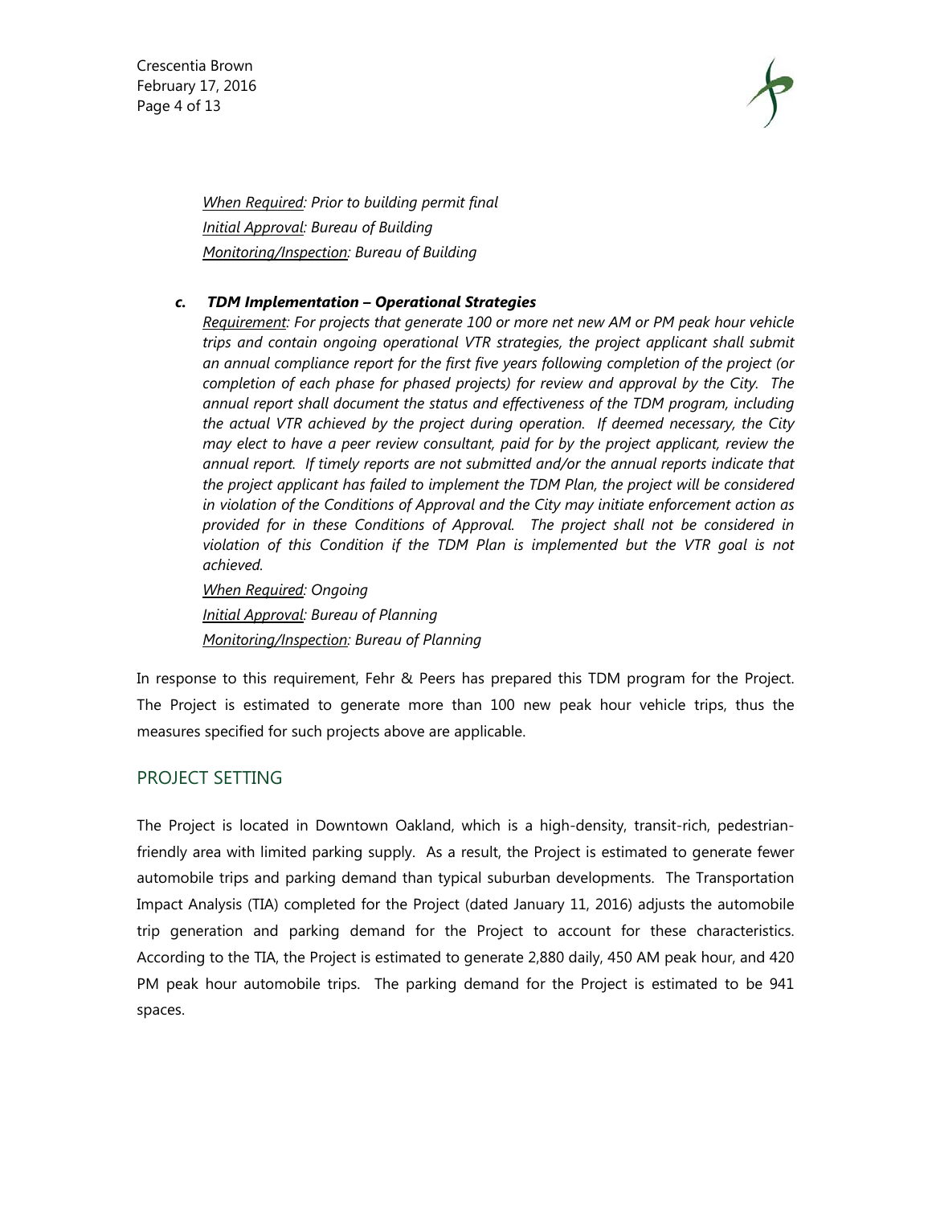*When Required: Prior to building permit final*

*Initial Approval: Bureau of Building*

*Monitoring/Inspection: Bureau of Building*

***c. TDM Implementation – Operational Strategies***

*Requirement: For projects that generate 100 or more net new AM or PM peak hour vehicle trips and contain ongoing operational VTR strategies, the project applicant shall submit an annual compliance report for the first five years following completion of the project (or completion of each phase for phased projects) for review and approval by the City. The annual report shall document the status and effectiveness of the TDM program, including the actual VTR achieved by the project during operation. If deemed necessary, the City may elect to have a peer review consultant, paid for by the project applicant, review the annual report. If timely reports are not submitted and/or the annual reports indicate that the project applicant has failed to implement the TDM Plan, the project will be considered in violation of the Conditions of Approval and the City may initiate enforcement action as provided for in these Conditions of Approval. The project shall not be considered in violation of this Condition if the TDM Plan is implemented but the VTR goal is not achieved.*

*When Required: Ongoing*

*Initial Approval: Bureau of Planning*

*Monitoring/Inspection: Bureau of Planning*

In response to this requirement, Fehr & Peers has prepared this TDM program for the Project. The Project is estimated to generate more than 100 new peak hour vehicle trips, thus the measures specified for such projects above are applicable.

## PROJECT SETTING

The Project is located in Downtown Oakland, which is a high-density, transit-rich, pedestrian-friendly area with limited parking supply. As a result, the Project is estimated to generate fewer automobile trips and parking demand than typical suburban developments. The Transportation Impact Analysis (TIA) completed for the Project (dated January 11, 2016) adjusts the automobile trip generation and parking demand for the Project to account for these characteristics. According to the TIA, the Project is estimated to generate 2,880 daily, 450 AM peak hour, and 420 PM peak hour automobile trips. The parking demand for the Project is estimated to be 941 spaces.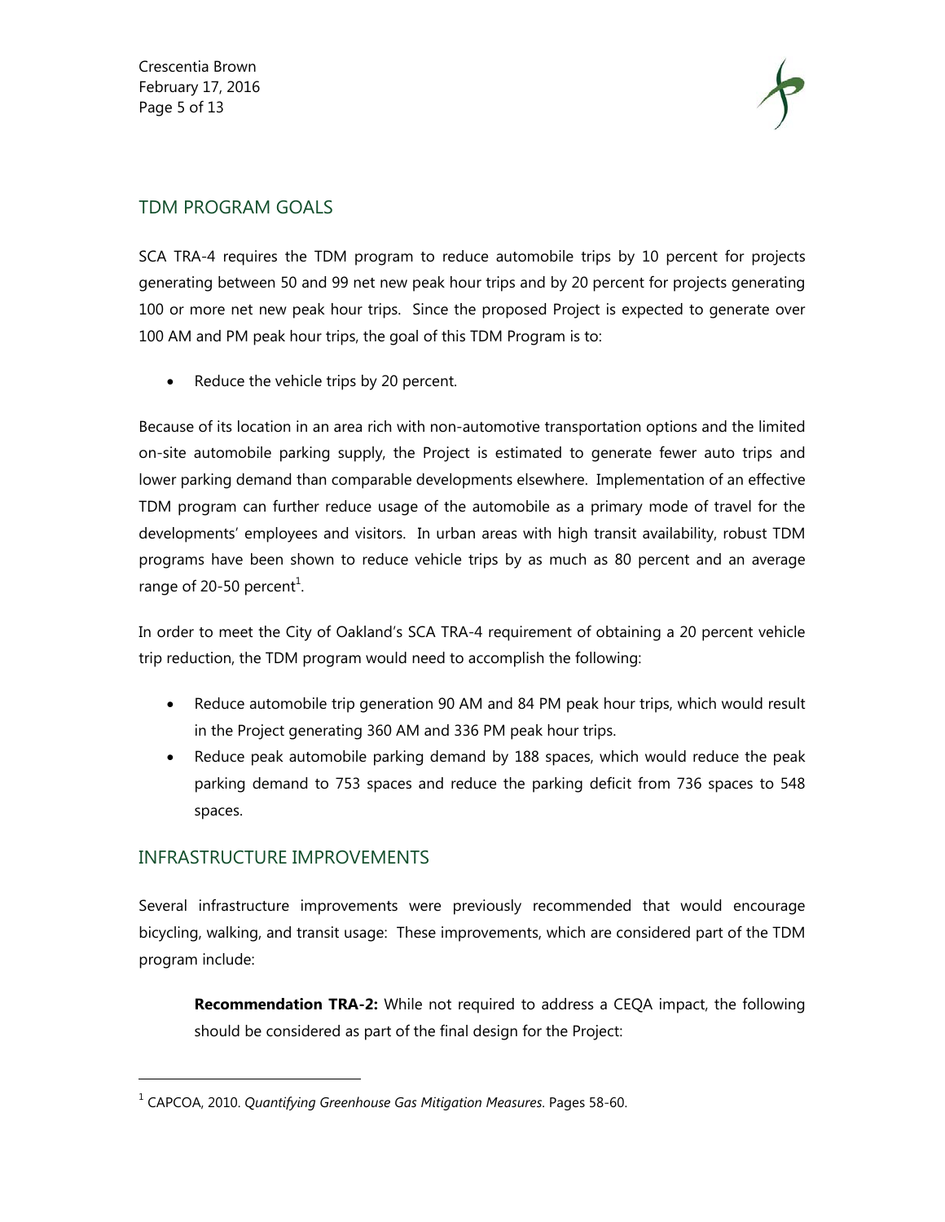## TDM PROGRAM GOALS

SCA TRA-4 requires the TDM program to reduce automobile trips by 10 percent for projects generating between 50 and 99 net new peak hour trips and by 20 percent for projects generating 100 or more net new peak hour trips. Since the proposed Project is expected to generate over 100 AM and PM peak hour trips, the goal of this TDM Program is to:

- Reduce the vehicle trips by 20 percent.

Because of its location in an area rich with non-automotive transportation options and the limited on-site automobile parking supply, the Project is estimated to generate fewer auto trips and lower parking demand than comparable developments elsewhere. Implementation of an effective TDM program can further reduce usage of the automobile as a primary mode of travel for the developments' employees and visitors. In urban areas with high transit availability, robust TDM programs have been shown to reduce vehicle trips by as much as 80 percent and an average range of 20-50 percent[1].

In order to meet the City of Oakland's SCA TRA-4 requirement of obtaining a 20 percent vehicle trip reduction, the TDM program would need to accomplish the following:

- Reduce automobile trip generation 90 AM and 84 PM peak hour trips, which would result in the Project generating 360 AM and 336 PM peak hour trips.
- Reduce peak automobile parking demand by 188 spaces, which would reduce the peak parking demand to 753 spaces and reduce the parking deficit from 736 spaces to 548 spaces.

## INFRASTRUCTURE IMPROVEMENTS

Several infrastructure improvements were previously recommended that would encourage bicycling, walking, and transit usage: These improvements, which are considered part of the TDM program include:

> **Recommendation TRA-2:** While not required to address a CEQA impact, the following should be considered as part of the final design for the Project:

[1] CAPCOA, 2010. *Quantifying Greenhouse Gas Mitigation Measures*. Pages 58-60.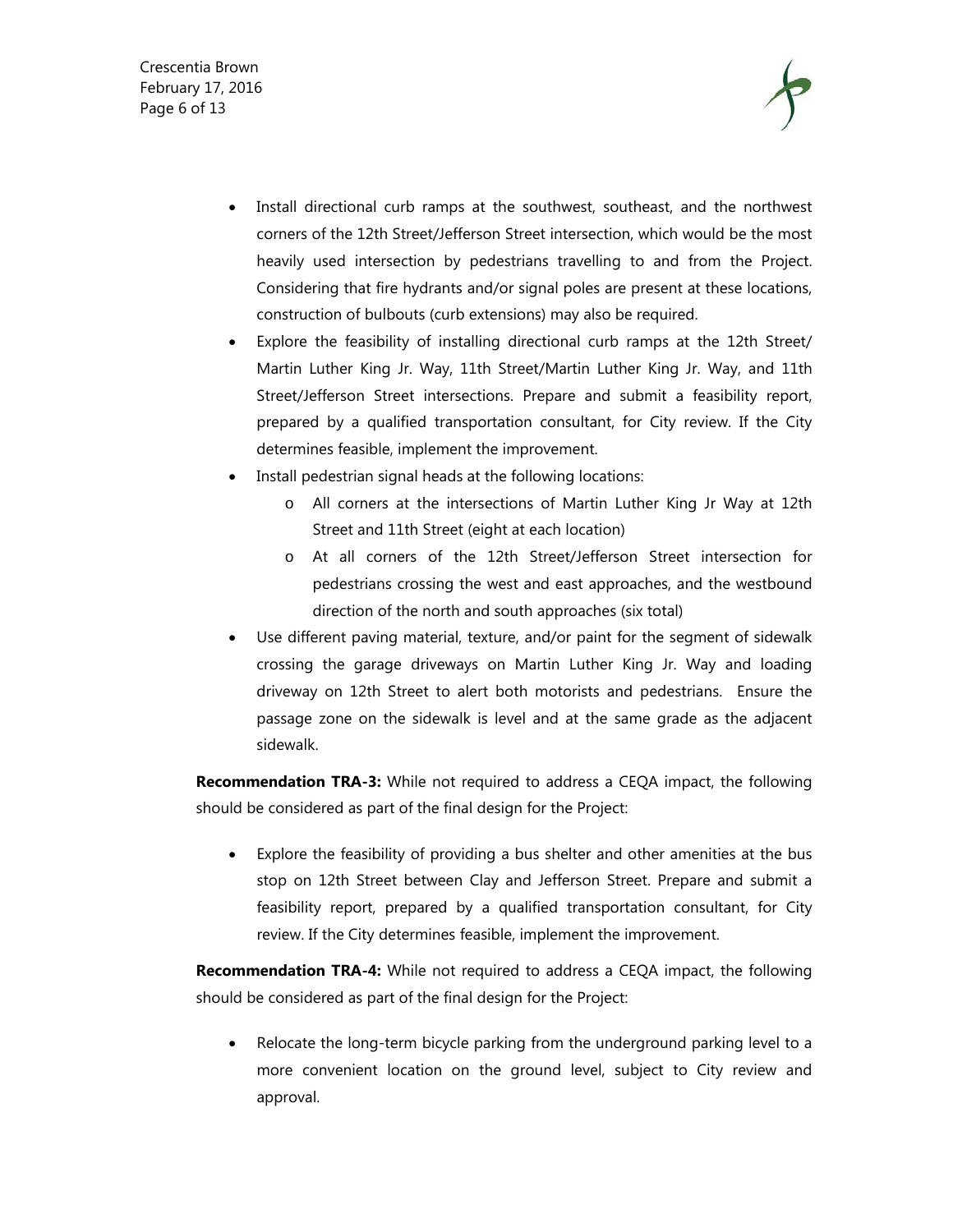- Install directional curb ramps at the southwest, southeast, and the northwest corners of the 12th Street/Jefferson Street intersection, which would be the most heavily used intersection by pedestrians travelling to and from the Project. Considering that fire hydrants and/or signal poles are present at these locations, construction of bulbouts (curb extensions) may also be required.
- Explore the feasibility of installing directional curb ramps at the 12th Street/ Martin Luther King Jr. Way, 11th Street/Martin Luther King Jr. Way, and 11th Street/Jefferson Street intersections. Prepare and submit a feasibility report, prepared by a qualified transportation consultant, for City review. If the City determines feasible, implement the improvement.
- Install pedestrian signal heads at the following locations:
  - All corners at the intersections of Martin Luther King Jr Way at 12th Street and 11th Street (eight at each location)
  - At all corners of the 12th Street/Jefferson Street intersection for pedestrians crossing the west and east approaches, and the westbound direction of the north and south approaches (six total)
- Use different paving material, texture, and/or paint for the segment of sidewalk crossing the garage driveways on Martin Luther King Jr. Way and loading driveway on 12th Street to alert both motorists and pedestrians. Ensure the passage zone on the sidewalk is level and at the same grade as the adjacent sidewalk.

**Recommendation TRA-3:** While not required to address a CEQA impact, the following should be considered as part of the final design for the Project:

- Explore the feasibility of providing a bus shelter and other amenities at the bus stop on 12th Street between Clay and Jefferson Street. Prepare and submit a feasibility report, prepared by a qualified transportation consultant, for City review. If the City determines feasible, implement the improvement.

**Recommendation TRA-4:** While not required to address a CEQA impact, the following should be considered as part of the final design for the Project:

- Relocate the long-term bicycle parking from the underground parking level to a more convenient location on the ground level, subject to City review and approval.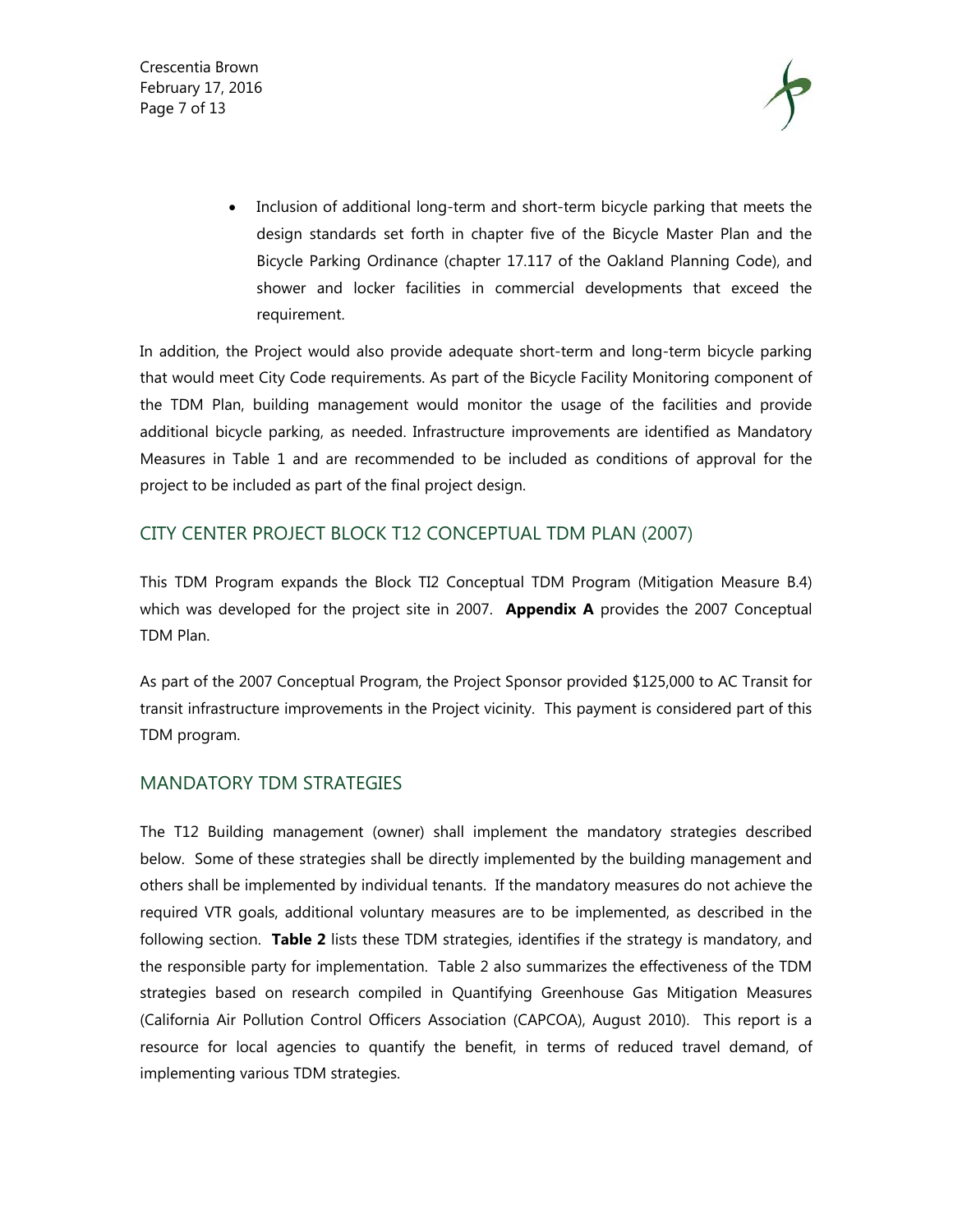- Inclusion of additional long-term and short-term bicycle parking that meets the design standards set forth in chapter five of the Bicycle Master Plan and the Bicycle Parking Ordinance (chapter 17.117 of the Oakland Planning Code), and shower and locker facilities in commercial developments that exceed the requirement.

In addition, the Project would also provide adequate short-term and long-term bicycle parking that would meet City Code requirements. As part of the Bicycle Facility Monitoring component of the TDM Plan, building management would monitor the usage of the facilities and provide additional bicycle parking, as needed. Infrastructure improvements are identified as Mandatory Measures in Table 1 and are recommended to be included as conditions of approval for the project to be included as part of the final project design.

## CITY CENTER PROJECT BLOCK T12 CONCEPTUAL TDM PLAN (2007)

This TDM Program expands the Block TI2 Conceptual TDM Program (Mitigation Measure B.4) which was developed for the project site in 2007. **Appendix A** provides the 2007 Conceptual TDM Plan.

As part of the 2007 Conceptual Program, the Project Sponsor provided $125,000 to AC Transit for transit infrastructure improvements in the Project vicinity. This payment is considered part of this TDM program.

## MANDATORY TDM STRATEGIES

The T12 Building management (owner) shall implement the mandatory strategies described below. Some of these strategies shall be directly implemented by the building management and others shall be implemented by individual tenants. If the mandatory measures do not achieve the required VTR goals, additional voluntary measures are to be implemented, as described in the following section. **Table 2** lists these TDM strategies, identifies if the strategy is mandatory, and the responsible party for implementation. Table 2 also summarizes the effectiveness of the TDM strategies based on research compiled in Quantifying Greenhouse Gas Mitigation Measures (California Air Pollution Control Officers Association (CAPCOA), August 2010). This report is a resource for local agencies to quantify the benefit, in terms of reduced travel demand, of implementing various TDM strategies.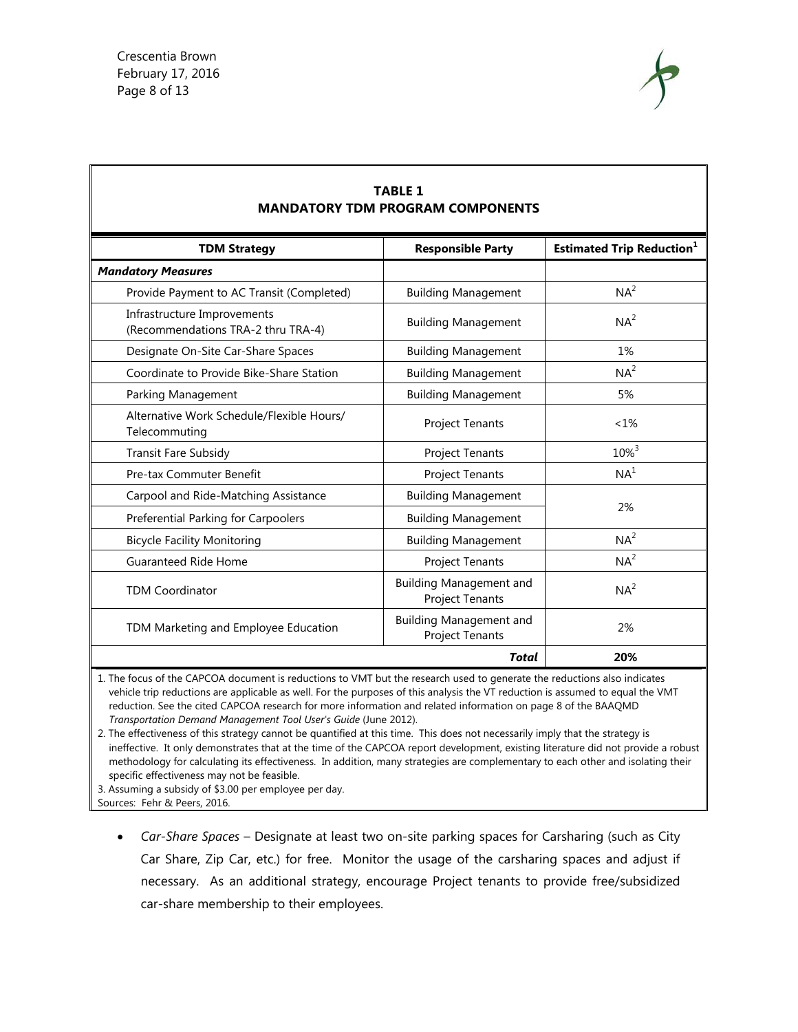**TABLE 1**
**MANDATORY TDM PROGRAM COMPONENTS**

| TDM Strategy | Responsible Party | Estimated Trip Reduction[1] |
|---|---|---|
| ***Mandatory Measures*** | | |
| Provide Payment to AC Transit (Completed) | Building Management | NA[2] |
| Infrastructure Improvements (Recommendations TRA-2 thru TRA-4) | Building Management | NA[2] |
| Designate On-Site Car-Share Spaces | Building Management | 1% |
| Coordinate to Provide Bike-Share Station | Building Management | NA[2] |
| Parking Management | Building Management | 5% |
| Alternative Work Schedule/Flexible Hours/ Telecommuting | Project Tenants | <1% |
| Transit Fare Subsidy | Project Tenants | 10%[3] |
| Pre-tax Commuter Benefit | Project Tenants | NA[1] |
| Carpool and Ride-Matching Assistance | Building Management | 2% |
| Preferential Parking for Carpoolers | Building Management | |
| Bicycle Facility Monitoring | Building Management | NA[2] |
| Guaranteed Ride Home | Project Tenants | NA[2] |
| TDM Coordinator | Building Management and Project Tenants | NA[2] |
| TDM Marketing and Employee Education | Building Management and Project Tenants | 2% |
| | ***Total*** | **20%** |

1. The focus of the CAPCOA document is reductions to VMT but the research used to generate the reductions also indicates vehicle trip reductions are applicable as well. For the purposes of this analysis the VT reduction is assumed to equal the VMT reduction. See the cited CAPCOA research for more information and related information on page 8 of the BAAQMD *Transportation Demand Management Tool User's Guide* (June 2012).
2. The effectiveness of this strategy cannot be quantified at this time. This does not necessarily imply that the strategy is ineffective. It only demonstrates that at the time of the CAPCOA report development, existing literature did not provide a robust methodology for calculating its effectiveness. In addition, many strategies are complementary to each other and isolating their specific effectiveness may not be feasible.
3. Assuming a subsidy of $3.00 per employee per day.

Sources: Fehr & Peers, 2016.

- *Car-Share Spaces* – Designate at least two on-site parking spaces for Carsharing (such as City Car Share, Zip Car, etc.) for free. Monitor the usage of the carsharing spaces and adjust if necessary. As an additional strategy, encourage Project tenants to provide free/subsidized car-share membership to their employees.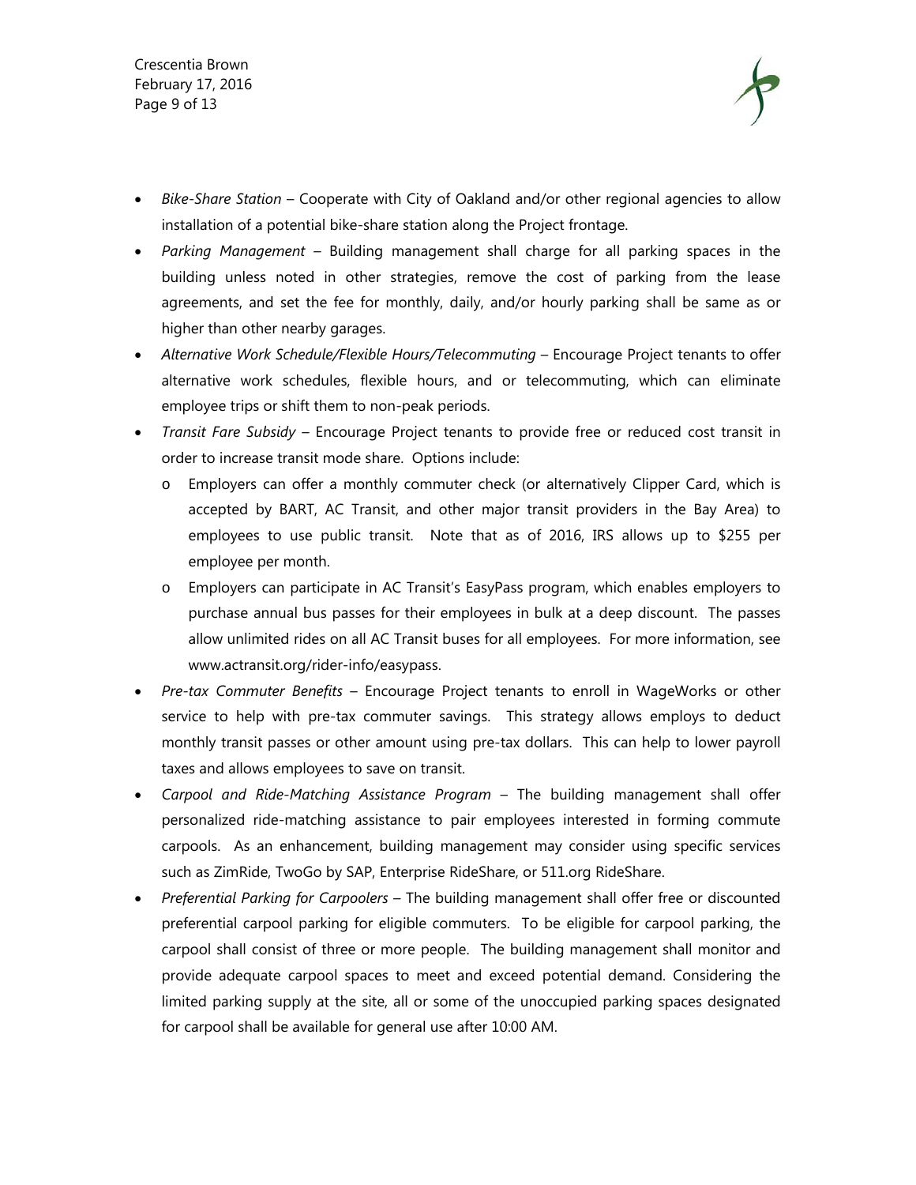- *Bike-Share Station* – Cooperate with City of Oakland and/or other regional agencies to allow installation of a potential bike-share station along the Project frontage.
- *Parking Management* – Building management shall charge for all parking spaces in the building unless noted in other strategies, remove the cost of parking from the lease agreements, and set the fee for monthly, daily, and/or hourly parking shall be same as or higher than other nearby garages.
- *Alternative Work Schedule/Flexible Hours/Telecommuting* – Encourage Project tenants to offer alternative work schedules, flexible hours, and or telecommuting, which can eliminate employee trips or shift them to non-peak periods.
- *Transit Fare Subsidy* – Encourage Project tenants to provide free or reduced cost transit in order to increase transit mode share. Options include:
  - Employers can offer a monthly commuter check (or alternatively Clipper Card, which is accepted by BART, AC Transit, and other major transit providers in the Bay Area) to employees to use public transit. Note that as of 2016, IRS allows up to $255 per employee per month.
  - Employers can participate in AC Transit's EasyPass program, which enables employers to purchase annual bus passes for their employees in bulk at a deep discount. The passes allow unlimited rides on all AC Transit buses for all employees. For more information, see www.actransit.org/rider-info/easypass.
- *Pre-tax Commuter Benefits* – Encourage Project tenants to enroll in WageWorks or other service to help with pre-tax commuter savings. This strategy allows employs to deduct monthly transit passes or other amount using pre-tax dollars. This can help to lower payroll taxes and allows employees to save on transit.
- *Carpool and Ride-Matching Assistance Program* – The building management shall offer personalized ride-matching assistance to pair employees interested in forming commute carpools. As an enhancement, building management may consider using specific services such as ZimRide, TwoGo by SAP, Enterprise RideShare, or 511.org RideShare.
- *Preferential Parking for Carpoolers* – The building management shall offer free or discounted preferential carpool parking for eligible commuters. To be eligible for carpool parking, the carpool shall consist of three or more people. The building management shall monitor and provide adequate carpool spaces to meet and exceed potential demand. Considering the limited parking supply at the site, all or some of the unoccupied parking spaces designated for carpool shall be available for general use after 10:00 AM.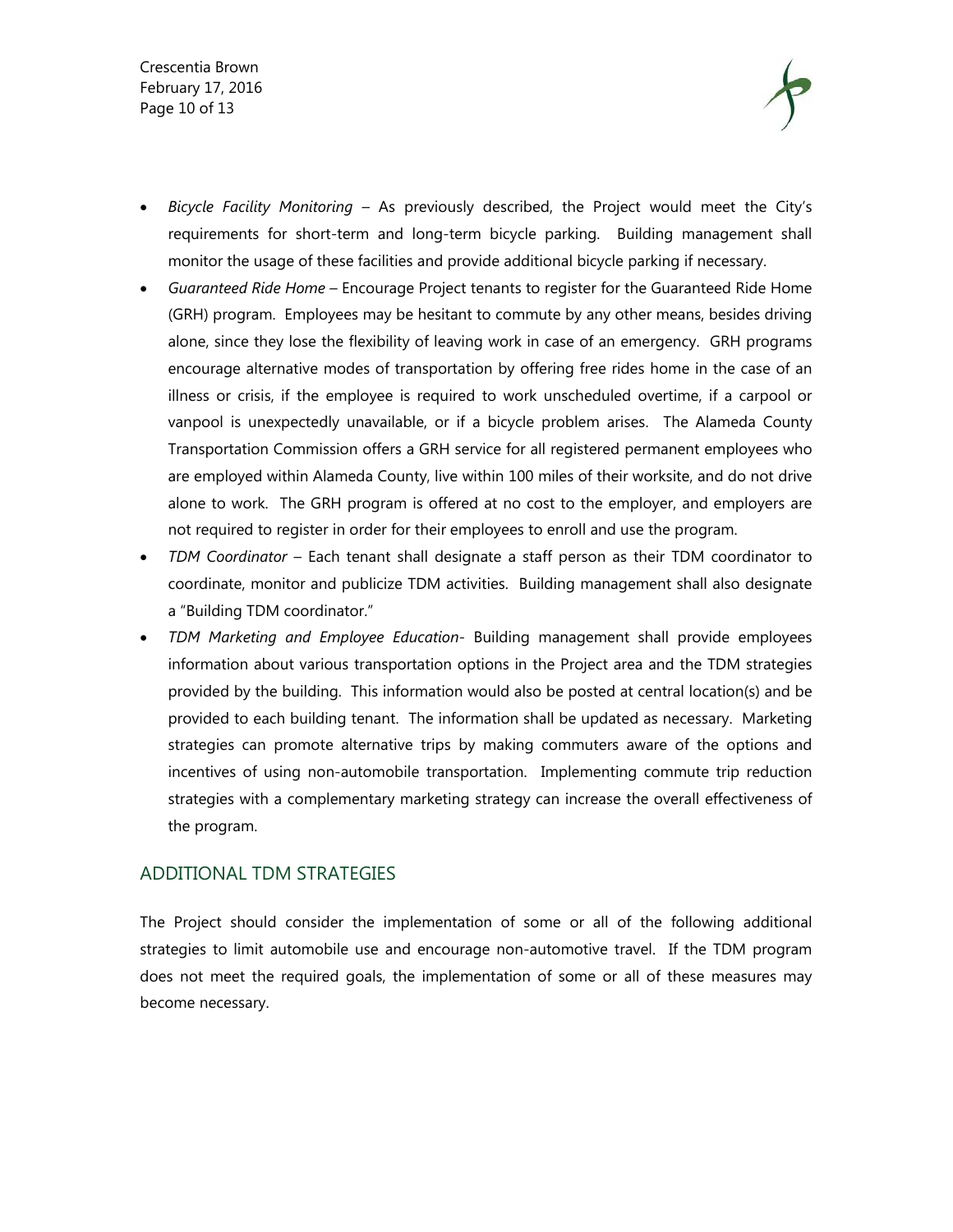- *Bicycle Facility Monitoring* – As previously described, the Project would meet the City's requirements for short-term and long-term bicycle parking. Building management shall monitor the usage of these facilities and provide additional bicycle parking if necessary.
- *Guaranteed Ride Home* – Encourage Project tenants to register for the Guaranteed Ride Home (GRH) program. Employees may be hesitant to commute by any other means, besides driving alone, since they lose the flexibility of leaving work in case of an emergency. GRH programs encourage alternative modes of transportation by offering free rides home in the case of an illness or crisis, if the employee is required to work unscheduled overtime, if a carpool or vanpool is unexpectedly unavailable, or if a bicycle problem arises. The Alameda County Transportation Commission offers a GRH service for all registered permanent employees who are employed within Alameda County, live within 100 miles of their worksite, and do not drive alone to work. The GRH program is offered at no cost to the employer, and employers are not required to register in order for their employees to enroll and use the program.
- *TDM Coordinator* – Each tenant shall designate a staff person as their TDM coordinator to coordinate, monitor and publicize TDM activities. Building management shall also designate a "Building TDM coordinator."
- *TDM Marketing and Employee Education*- Building management shall provide employees information about various transportation options in the Project area and the TDM strategies provided by the building. This information would also be posted at central location(s) and be provided to each building tenant. The information shall be updated as necessary. Marketing strategies can promote alternative trips by making commuters aware of the options and incentives of using non-automobile transportation. Implementing commute trip reduction strategies with a complementary marketing strategy can increase the overall effectiveness of the program.

## ADDITIONAL TDM STRATEGIES

The Project should consider the implementation of some or all of the following additional strategies to limit automobile use and encourage non-automotive travel. If the TDM program does not meet the required goals, the implementation of some or all of these measures may become necessary.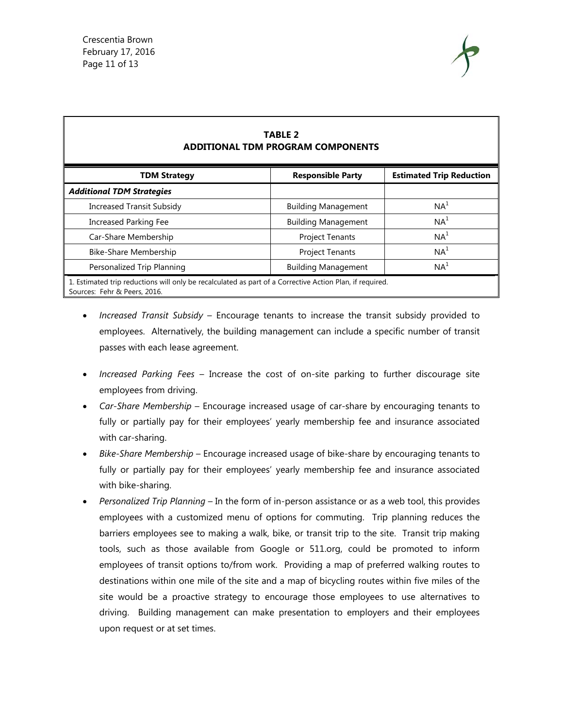**TABLE 2**
**ADDITIONAL TDM PROGRAM COMPONENTS**

| TDM Strategy | Responsible Party | Estimated Trip Reduction |
|---|---|---|
| ***Additional TDM Strategies*** | | |
| Increased Transit Subsidy | Building Management | NA[1] |
| Increased Parking Fee | Building Management | NA[1] |
| Car-Share Membership | Project Tenants | NA[1] |
| Bike-Share Membership | Project Tenants | NA[1] |
| Personalized Trip Planning | Building Management | NA[1] |

1. Estimated trip reductions will only be recalculated as part of a Corrective Action Plan, if required.
Sources: Fehr & Peers, 2016.

- *Increased Transit Subsidy* – Encourage tenants to increase the transit subsidy provided to employees. Alternatively, the building management can include a specific number of transit passes with each lease agreement.
- *Increased Parking Fees* – Increase the cost of on-site parking to further discourage site employees from driving.
- *Car-Share Membership* – Encourage increased usage of car-share by encouraging tenants to fully or partially pay for their employees' yearly membership fee and insurance associated with car-sharing.
- *Bike-Share Membership* – Encourage increased usage of bike-share by encouraging tenants to fully or partially pay for their employees' yearly membership fee and insurance associated with bike-sharing.
- *Personalized Trip Planning* – In the form of in-person assistance or as a web tool, this provides employees with a customized menu of options for commuting. Trip planning reduces the barriers employees see to making a walk, bike, or transit trip to the site. Transit trip making tools, such as those available from Google or 511.org, could be promoted to inform employees of transit options to/from work. Providing a map of preferred walking routes to destinations within one mile of the site and a map of bicycling routes within five miles of the site would be a proactive strategy to encourage those employees to use alternatives to driving. Building management can make presentation to employers and their employees upon request or at set times.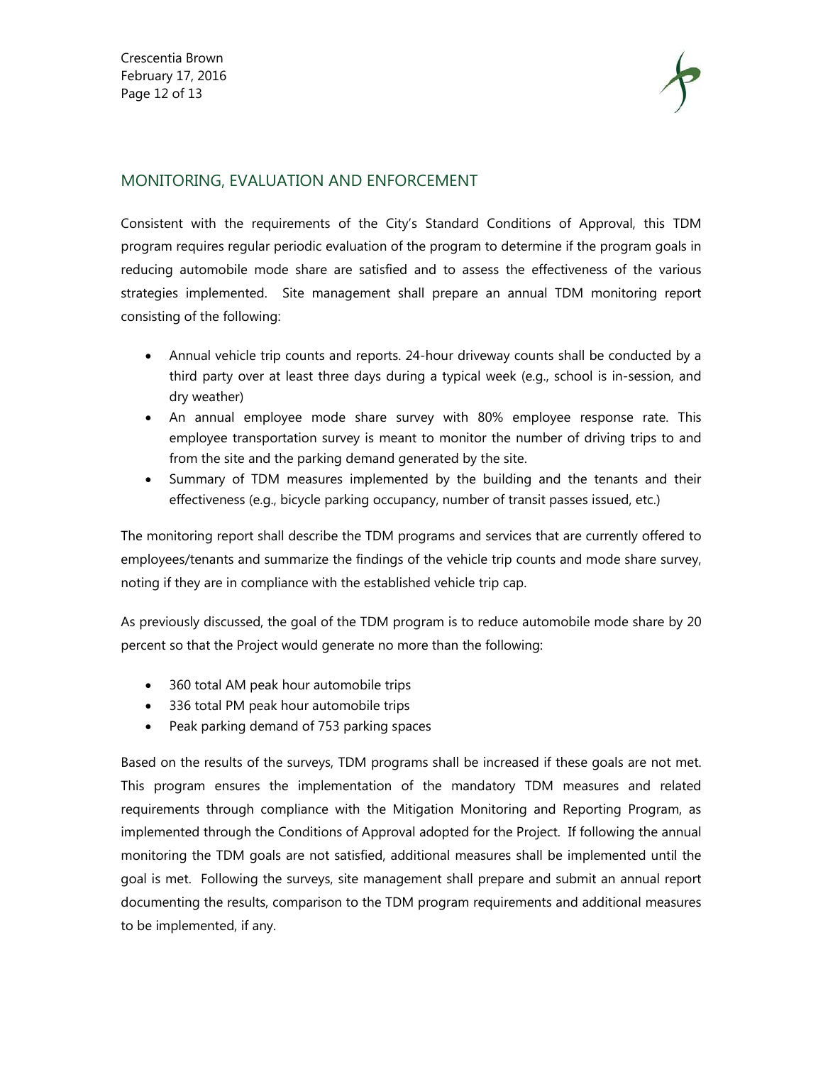## MONITORING, EVALUATION AND ENFORCEMENT

Consistent with the requirements of the City's Standard Conditions of Approval, this TDM program requires regular periodic evaluation of the program to determine if the program goals in reducing automobile mode share are satisfied and to assess the effectiveness of the various strategies implemented. Site management shall prepare an annual TDM monitoring report consisting of the following:

- Annual vehicle trip counts and reports. 24-hour driveway counts shall be conducted by a third party over at least three days during a typical week (e.g., school is in-session, and dry weather)
- An annual employee mode share survey with 80% employee response rate. This employee transportation survey is meant to monitor the number of driving trips to and from the site and the parking demand generated by the site.
- Summary of TDM measures implemented by the building and the tenants and their effectiveness (e.g., bicycle parking occupancy, number of transit passes issued, etc.)

The monitoring report shall describe the TDM programs and services that are currently offered to employees/tenants and summarize the findings of the vehicle trip counts and mode share survey, noting if they are in compliance with the established vehicle trip cap.

As previously discussed, the goal of the TDM program is to reduce automobile mode share by 20 percent so that the Project would generate no more than the following:

- 360 total AM peak hour automobile trips
- 336 total PM peak hour automobile trips
- Peak parking demand of 753 parking spaces

Based on the results of the surveys, TDM programs shall be increased if these goals are not met. This program ensures the implementation of the mandatory TDM measures and related requirements through compliance with the Mitigation Monitoring and Reporting Program, as implemented through the Conditions of Approval adopted for the Project. If following the annual monitoring the TDM goals are not satisfied, additional measures shall be implemented until the goal is met. Following the surveys, site management shall prepare and submit an annual report documenting the results, comparison to the TDM program requirements and additional measures to be implemented, if any.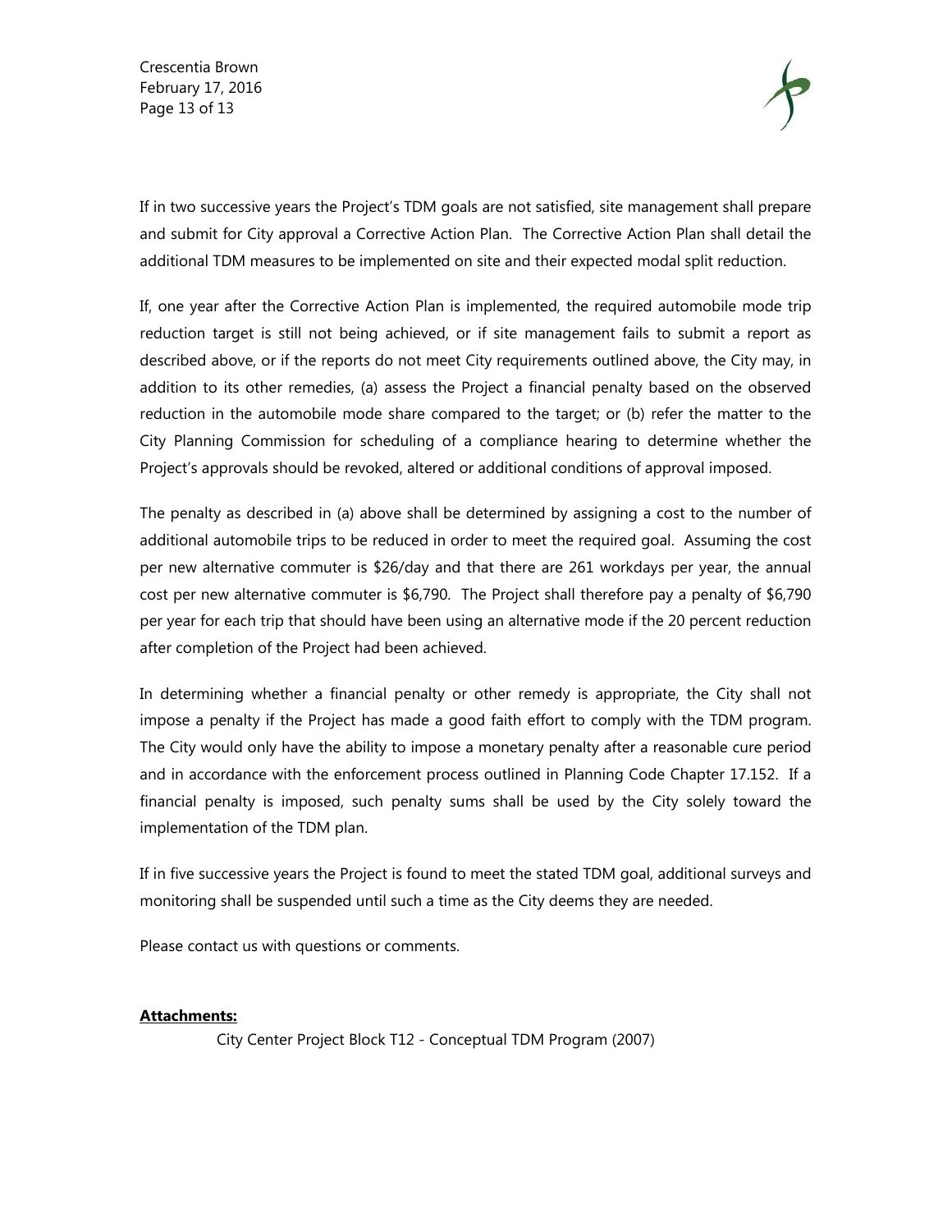If in two successive years the Project's TDM goals are not satisfied, site management shall prepare and submit for City approval a Corrective Action Plan. The Corrective Action Plan shall detail the additional TDM measures to be implemented on site and their expected modal split reduction.

If, one year after the Corrective Action Plan is implemented, the required automobile mode trip reduction target is still not being achieved, or if site management fails to submit a report as described above, or if the reports do not meet City requirements outlined above, the City may, in addition to its other remedies, (a) assess the Project a financial penalty based on the observed reduction in the automobile mode share compared to the target; or (b) refer the matter to the City Planning Commission for scheduling of a compliance hearing to determine whether the Project's approvals should be revoked, altered or additional conditions of approval imposed.

The penalty as described in (a) above shall be determined by assigning a cost to the number of additional automobile trips to be reduced in order to meet the required goal. Assuming the cost per new alternative commuter is $26/day and that there are 261 workdays per year, the annual cost per new alternative commuter is $6,790. The Project shall therefore pay a penalty of $6,790 per year for each trip that should have been using an alternative mode if the 20 percent reduction after completion of the Project had been achieved.

In determining whether a financial penalty or other remedy is appropriate, the City shall not impose a penalty if the Project has made a good faith effort to comply with the TDM program. The City would only have the ability to impose a monetary penalty after a reasonable cure period and in accordance with the enforcement process outlined in Planning Code Chapter 17.152. If a financial penalty is imposed, such penalty sums shall be used by the City solely toward the implementation of the TDM plan.

If in five successive years the Project is found to meet the stated TDM goal, additional surveys and monitoring shall be suspended until such a time as the City deems they are needed.

Please contact us with questions or comments.

**Attachments:**

City Center Project Block T12 - Conceptual TDM Program (2007)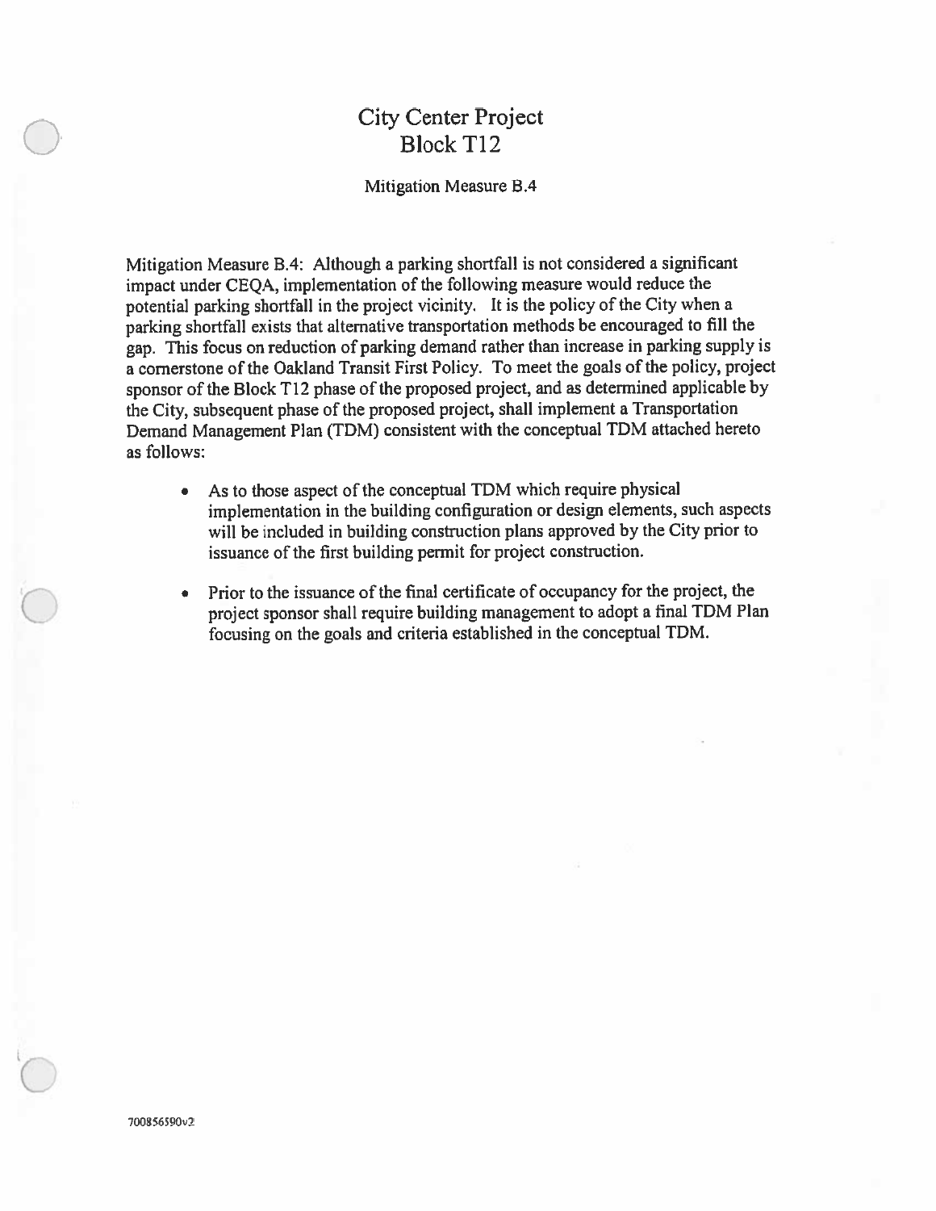# City Center Project
## Block T12

### Mitigation Measure B.4

Mitigation Measure B.4: Although a parking shortfall is not considered a significant impact under CEQA, implementation of the following measure would reduce the potential parking shortfall in the project vicinity. It is the policy of the City when a parking shortfall exists that alternative transportation methods be encouraged to fill the gap. This focus on reduction of parking demand rather than increase in parking supply is a cornerstone of the Oakland Transit First Policy. To meet the goals of the policy, project sponsor of the Block T12 phase of the proposed project, and as determined applicable by the City, subsequent phase of the proposed project, shall implement a Transportation Demand Management Plan (TDM) consistent with the conceptual TDM attached hereto as follows:

- As to those aspect of the conceptual TDM which require physical implementation in the building configuration or design elements, such aspects will be included in building construction plans approved by the City prior to issuance of the first building permit for project construction.
- Prior to the issuance of the final certificate of occupancy for the project, the project sponsor shall require building management to adopt a final TDM Plan focusing on the goals and criteria established in the conceptual TDM.

700856590v2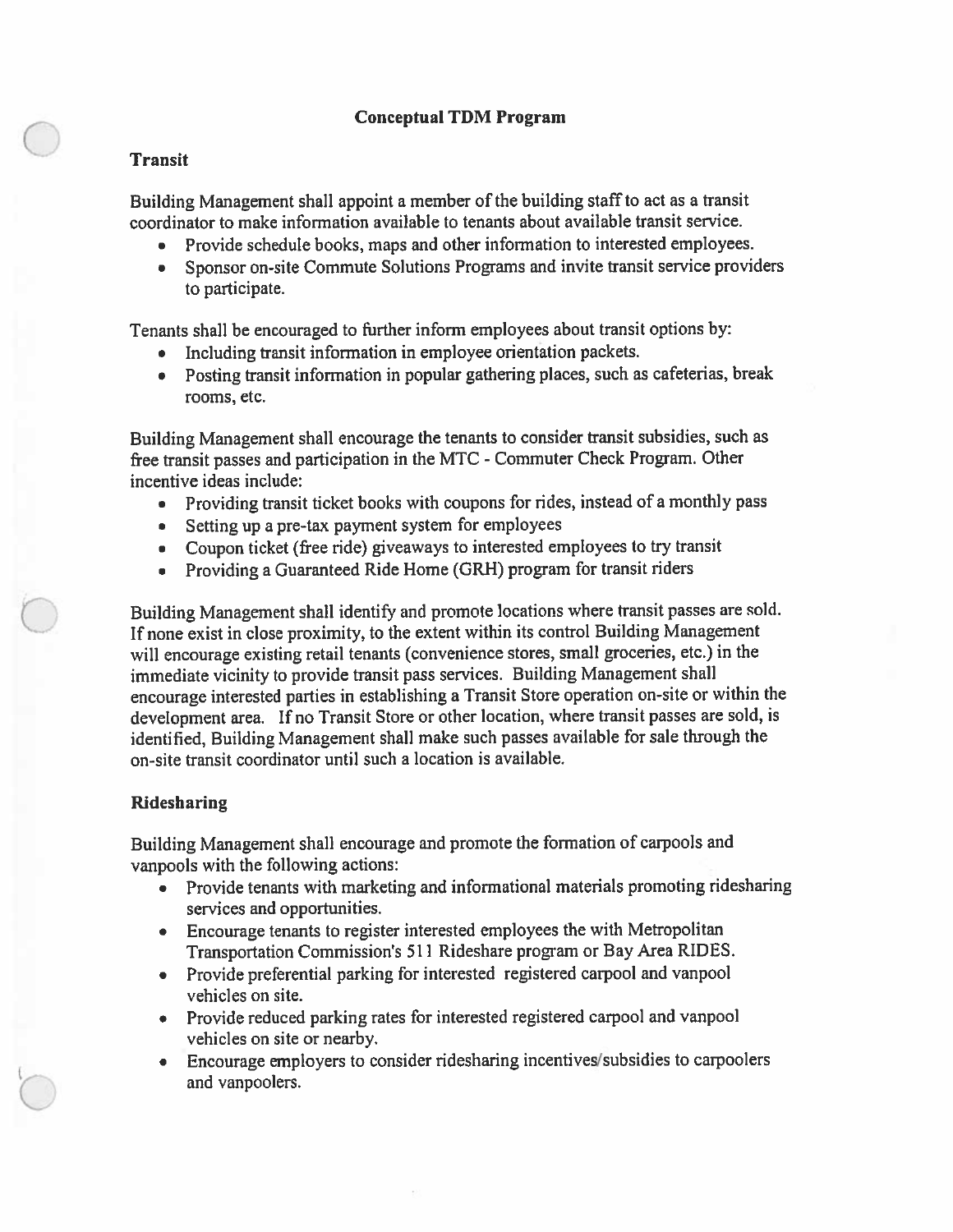# Conceptual TDM Program

## Transit

Building Management shall appoint a member of the building staff to act as a transit coordinator to make information available to tenants about available transit service.

- Provide schedule books, maps and other information to interested employees.
- Sponsor on-site Commute Solutions Programs and invite transit service providers to participate.

Tenants shall be encouraged to further inform employees about transit options by:

- Including transit information in employee orientation packets.
- Posting transit information in popular gathering places, such as cafeterias, break rooms, etc.

Building Management shall encourage the tenants to consider transit subsidies, such as free transit passes and participation in the MTC - Commuter Check Program. Other incentive ideas include:

- Providing transit ticket books with coupons for rides, instead of a monthly pass
- Setting up a pre-tax payment system for employees
- Coupon ticket (free ride) giveaways to interested employees to try transit
- Providing a Guaranteed Ride Home (GRH) program for transit riders

Building Management shall identify and promote locations where transit passes are sold. If none exist in close proximity, to the extent within its control Building Management will encourage existing retail tenants (convenience stores, small groceries, etc.) in the immediate vicinity to provide transit pass services. Building Management shall encourage interested parties in establishing a Transit Store operation on-site or within the development area. If no Transit Store or other location, where transit passes are sold, is identified, Building Management shall make such passes available for sale through the on-site transit coordinator until such a location is available.

## Ridesharing

Building Management shall encourage and promote the formation of carpools and vanpools with the following actions:

- Provide tenants with marketing and informational materials promoting ridesharing services and opportunities.
- Encourage tenants to register interested employees the with Metropolitan Transportation Commission's 511 Rideshare program or Bay Area RIDES.
- Provide preferential parking for interested registered carpool and vanpool vehicles on site.
- Provide reduced parking rates for interested registered carpool and vanpool vehicles on site or nearby.
- Encourage employers to consider ridesharing incentives/subsidies to carpoolers and vanpoolers.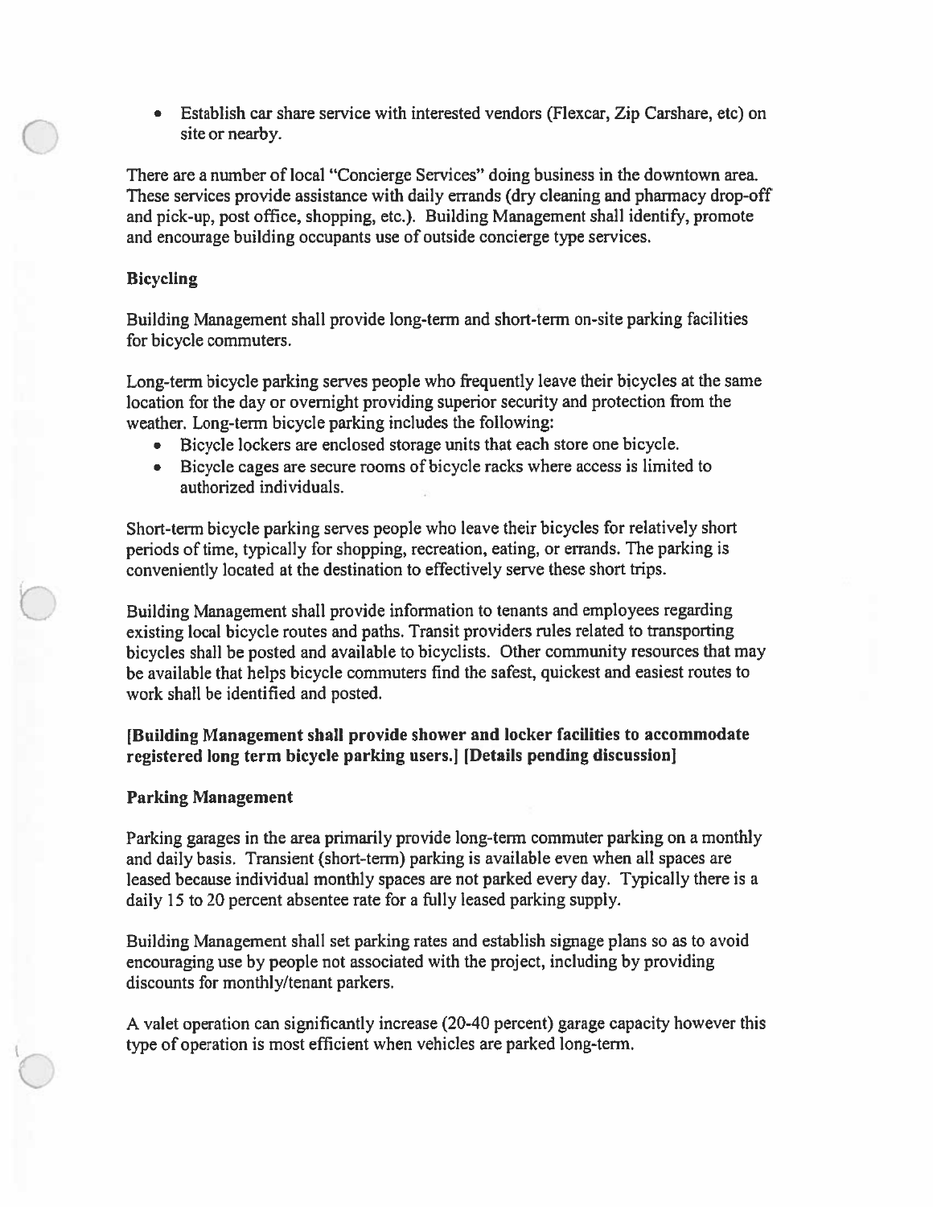- Establish car share service with interested vendors (Flexcar, Zip Carshare, etc) on site or nearby.

There are a number of local "Concierge Services" doing business in the downtown area. These services provide assistance with daily errands (dry cleaning and pharmacy drop-off and pick-up, post office, shopping, etc.). Building Management shall identify, promote and encourage building occupants use of outside concierge type services.

**Bicycling**

Building Management shall provide long-term and short-term on-site parking facilities for bicycle commuters.

Long-term bicycle parking serves people who frequently leave their bicycles at the same location for the day or overnight providing superior security and protection from the weather. Long-term bicycle parking includes the following:

- Bicycle lockers are enclosed storage units that each store one bicycle.
- Bicycle cages are secure rooms of bicycle racks where access is limited to authorized individuals.

Short-term bicycle parking serves people who leave their bicycles for relatively short periods of time, typically for shopping, recreation, eating, or errands. The parking is conveniently located at the destination to effectively serve these short trips.

Building Management shall provide information to tenants and employees regarding existing local bicycle routes and paths. Transit providers rules related to transporting bicycles shall be posted and available to bicyclists. Other community resources that may be available that helps bicycle commuters find the safest, quickest and easiest routes to work shall be identified and posted.

**[Building Management shall provide shower and locker facilities to accommodate registered long term bicycle parking users.] [Details pending discussion]**

**Parking Management**

Parking garages in the area primarily provide long-term commuter parking on a monthly and daily basis. Transient (short-term) parking is available even when all spaces are leased because individual monthly spaces are not parked every day. Typically there is a daily 15 to 20 percent absentee rate for a fully leased parking supply.

Building Management shall set parking rates and establish signage plans so as to avoid encouraging use by people not associated with the project, including by providing discounts for monthly/tenant parkers.

A valet operation can significantly increase (20-40 percent) garage capacity however this type of operation is most efficient when vehicles are parked long-term.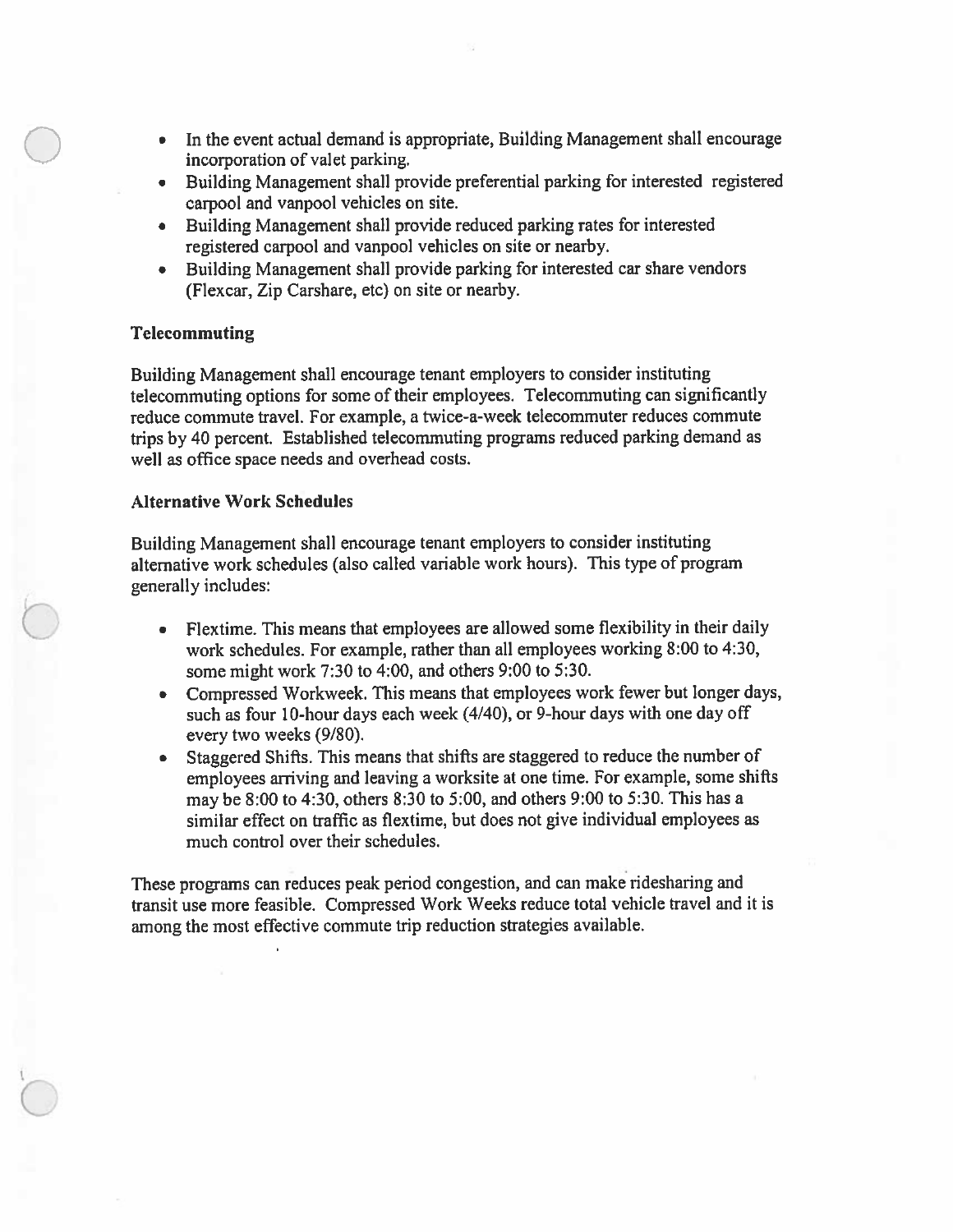- In the event actual demand is appropriate, Building Management shall encourage incorporation of valet parking.
- Building Management shall provide preferential parking for interested registered carpool and vanpool vehicles on site.
- Building Management shall provide reduced parking rates for interested registered carpool and vanpool vehicles on site or nearby.
- Building Management shall provide parking for interested car share vendors (Flexcar, Zip Carshare, etc) on site or nearby.

**Telecommuting**

Building Management shall encourage tenant employers to consider instituting telecommuting options for some of their employees. Telecommuting can significantly reduce commute travel. For example, a twice-a-week telecommuter reduces commute trips by 40 percent. Established telecommuting programs reduced parking demand as well as office space needs and overhead costs.

**Alternative Work Schedules**

Building Management shall encourage tenant employers to consider instituting alternative work schedules (also called variable work hours). This type of program generally includes:

- Flextime. This means that employees are allowed some flexibility in their daily work schedules. For example, rather than all employees working 8:00 to 4:30, some might work 7:30 to 4:00, and others 9:00 to 5:30.
- Compressed Workweek. This means that employees work fewer but longer days, such as four 10-hour days each week (4/40), or 9-hour days with one day off every two weeks (9/80).
- Staggered Shifts. This means that shifts are staggered to reduce the number of employees arriving and leaving a worksite at one time. For example, some shifts may be 8:00 to 4:30, others 8:30 to 5:00, and others 9:00 to 5:30. This has a similar effect on traffic as flextime, but does not give individual employees as much control over their schedules.

These programs can reduces peak period congestion, and can make ridesharing and transit use more feasible. Compressed Work Weeks reduce total vehicle travel and it is among the most effective commute trip reduction strategies available.